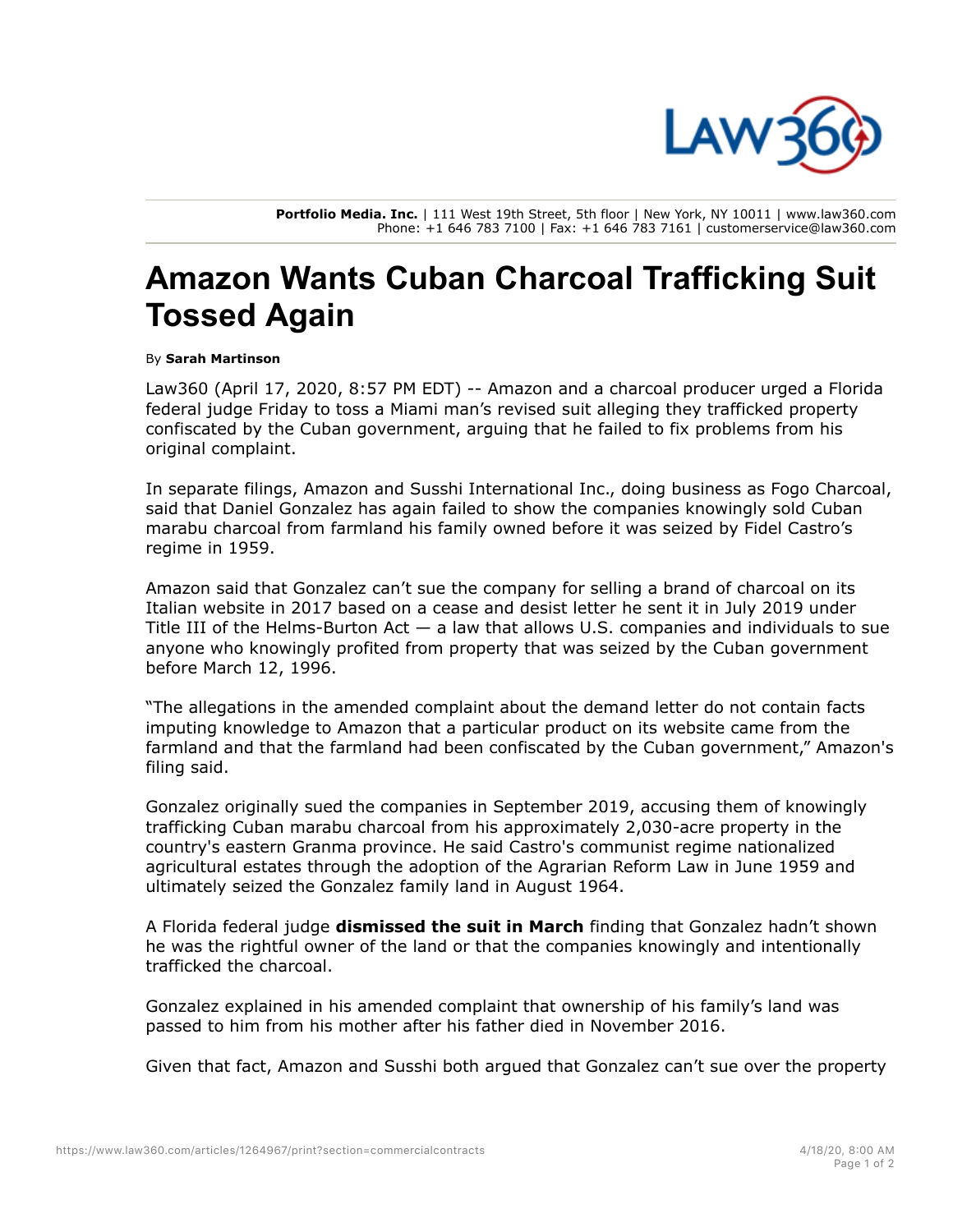Portfolio Media. Inc. | 111 West 19th Street, 5th floor | New York, NY 10011 | www.law360.com
Phone: +1 646 783 7100 | Fax: +1 646 783 7161 | customerservice@law360.com

# Amazon Wants Cuban Charcoal Trafficking Suit Tossed Again

By **Sarah Martinson**

Law360 (April 17, 2020, 8:57 PM EDT) -- Amazon and a charcoal producer urged a Florida federal judge Friday to toss a Miami man's revised suit alleging they trafficked property confiscated by the Cuban government, arguing that he failed to fix problems from his original complaint.

In separate filings, Amazon and Susshi International Inc., doing business as Fogo Charcoal, said that Daniel Gonzalez has again failed to show the companies knowingly sold Cuban marabu charcoal from farmland his family owned before it was seized by Fidel Castro's regime in 1959.

Amazon said that Gonzalez can't sue the company for selling a brand of charcoal on its Italian website in 2017 based on a cease and desist letter he sent it in July 2019 under Title III of the Helms-Burton Act — a law that allows U.S. companies and individuals to sue anyone who knowingly profited from property that was seized by the Cuban government before March 12, 1996.

"The allegations in the amended complaint about the demand letter do not contain facts imputing knowledge to Amazon that a particular product on its website came from the farmland and that the farmland had been confiscated by the Cuban government," Amazon's filing said.

Gonzalez originally sued the companies in September 2019, accusing them of knowingly trafficking Cuban marabu charcoal from his approximately 2,030-acre property in the country's eastern Granma province. He said Castro's communist regime nationalized agricultural estates through the adoption of the Agrarian Reform Law in June 1959 and ultimately seized the Gonzalez family land in August 1964.

A Florida federal judge **dismissed the suit in March** finding that Gonzalez hadn't shown he was the rightful owner of the land or that the companies knowingly and intentionally trafficked the charcoal.

Gonzalez explained in his amended complaint that ownership of his family's land was passed to him from his mother after his father died in November 2016.

Given that fact, Amazon and Susshi both argued that Gonzalez can't sue over the property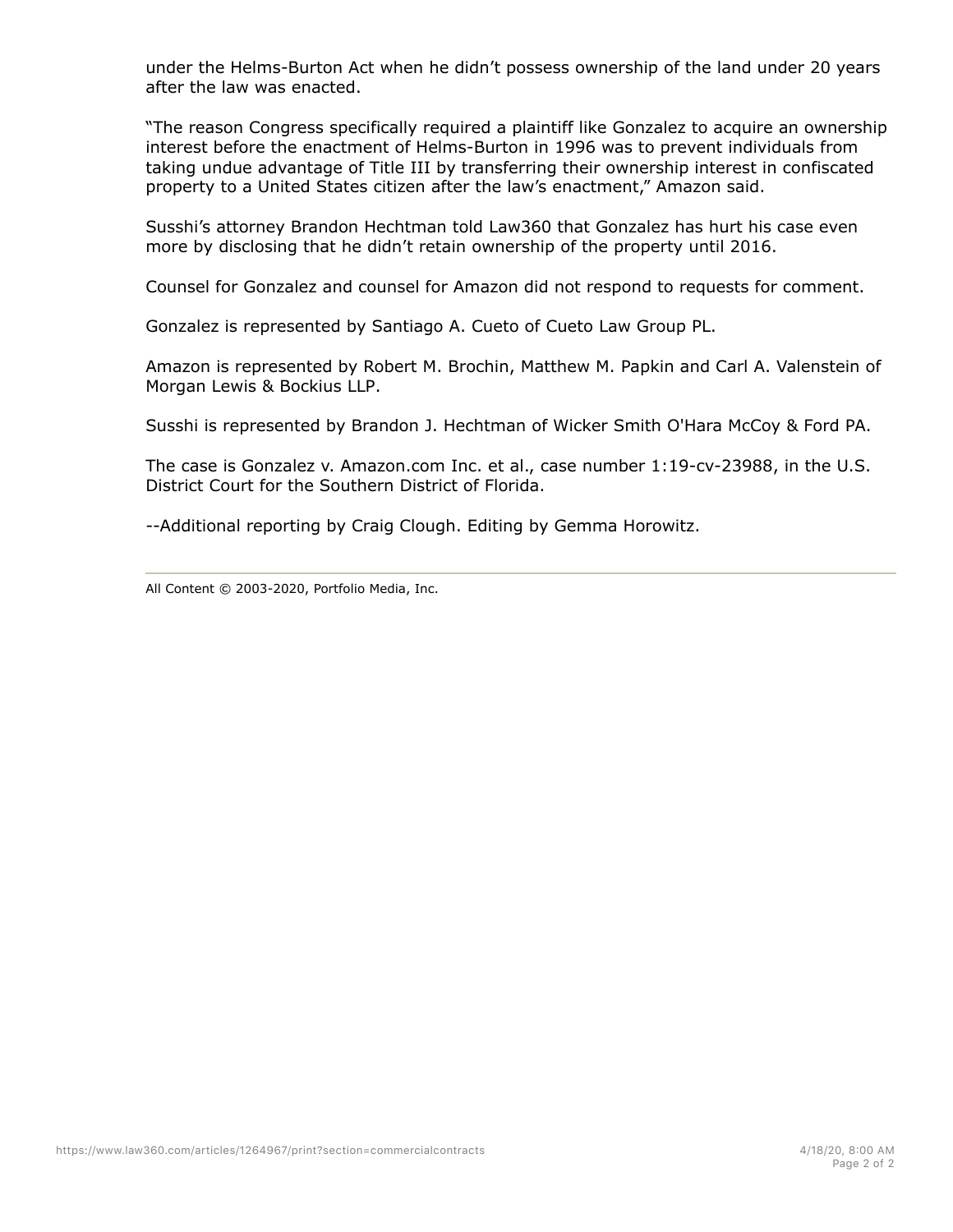under the Helms-Burton Act when he didn't possess ownership of the land under 20 years after the law was enacted.

"The reason Congress specifically required a plaintiff like Gonzalez to acquire an ownership interest before the enactment of Helms-Burton in 1996 was to prevent individuals from taking undue advantage of Title III by transferring their ownership interest in confiscated property to a United States citizen after the law's enactment," Amazon said.

Susshi's attorney Brandon Hechtman told Law360 that Gonzalez has hurt his case even more by disclosing that he didn't retain ownership of the property until 2016.

Counsel for Gonzalez and counsel for Amazon did not respond to requests for comment.

Gonzalez is represented by Santiago A. Cueto of Cueto Law Group PL.

Amazon is represented by Robert M. Brochin, Matthew M. Papkin and Carl A. Valenstein of Morgan Lewis & Bockius LLP.

Susshi is represented by Brandon J. Hechtman of Wicker Smith O'Hara McCoy & Ford PA.

The case is Gonzalez v. Amazon.com Inc. et al., case number 1:19-cv-23988, in the U.S. District Court for the Southern District of Florida.

--Additional reporting by Craig Clough. Editing by Gemma Horowitz.

---

All Content © 2003-2020, Portfolio Media, Inc.